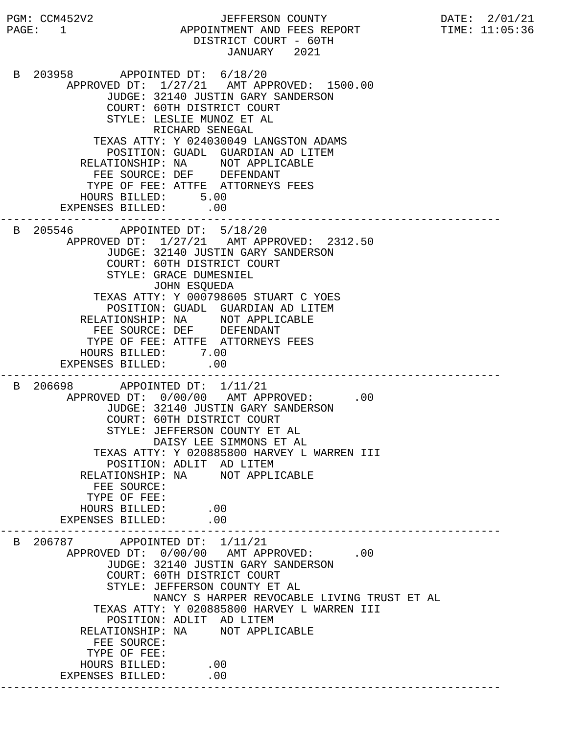JEFFERSON COUNTY
APPOINTMENT AND FEES REPORT
DISTRICT COURT - 60TH
JANUARY 2021

PGM: CCM452V2
DATE: 2/01/21
TIME: 11:05:36

```
 B 203958       APPOINTED DT:  6/18/20
        APPROVED DT:  1/27/21   AMT APPROVED:  1500.00
              JUDGE: 32140 JUSTIN GARY SANDERSON
              COURT: 60TH DISTRICT COURT
              STYLE: LESLIE MUNOZ ET AL
                     RICHARD SENEGAL
            TEXAS ATTY: Y 024030049 LANGSTON ADAMS
              POSITION: GUADL  GUARDIAN AD LITEM
          RELATIONSHIP: NA     NOT APPLICABLE
            FEE SOURCE: DEF    DEFENDANT
           TYPE OF FEE: ATTFE  ATTORNEYS FEES
          HOURS BILLED:      5.00
       EXPENSES BILLED:       .00
---------------------------------------------------------------------------
 B 205546       APPOINTED DT:  5/18/20
        APPROVED DT:  1/27/21   AMT APPROVED:  2312.50
              JUDGE: 32140 JUSTIN GARY SANDERSON
              COURT: 60TH DISTRICT COURT
              STYLE: GRACE DUMESNIEL
                     JOHN ESQUEDA
            TEXAS ATTY: Y 000798605 STUART C YOES
              POSITION: GUADL  GUARDIAN AD LITEM
          RELATIONSHIP: NA     NOT APPLICABLE
            FEE SOURCE: DEF    DEFENDANT
           TYPE OF FEE: ATTFE  ATTORNEYS FEES
          HOURS BILLED:      7.00
       EXPENSES BILLED:       .00
---------------------------------------------------------------------------
 B 206698       APPOINTED DT:  1/11/21
        APPROVED DT:  0/00/00   AMT APPROVED:       .00
              JUDGE: 32140 JUSTIN GARY SANDERSON
              COURT: 60TH DISTRICT COURT
              STYLE: JEFFERSON COUNTY ET AL
                     DAISY LEE SIMMONS ET AL
            TEXAS ATTY: Y 020885800 HARVEY L WARREN III
              POSITION: ADLIT  AD LITEM
          RELATIONSHIP: NA     NOT APPLICABLE
            FEE SOURCE:
           TYPE OF FEE:
          HOURS BILLED:       .00
       EXPENSES BILLED:       .00
---------------------------------------------------------------------------
 B 206787       APPOINTED DT:  1/11/21
        APPROVED DT:  0/00/00   AMT APPROVED:       .00
              JUDGE: 32140 JUSTIN GARY SANDERSON
              COURT: 60TH DISTRICT COURT
              STYLE: JEFFERSON COUNTY ET AL
                     NANCY S HARPER REVOCABLE LIVING TRUST ET AL
            TEXAS ATTY: Y 020885800 HARVEY L WARREN III
              POSITION: ADLIT  AD LITEM
          RELATIONSHIP: NA     NOT APPLICABLE
            FEE SOURCE:
           TYPE OF FEE:
          HOURS BILLED:       .00
       EXPENSES BILLED:       .00
---------------------------------------------------------------------------
```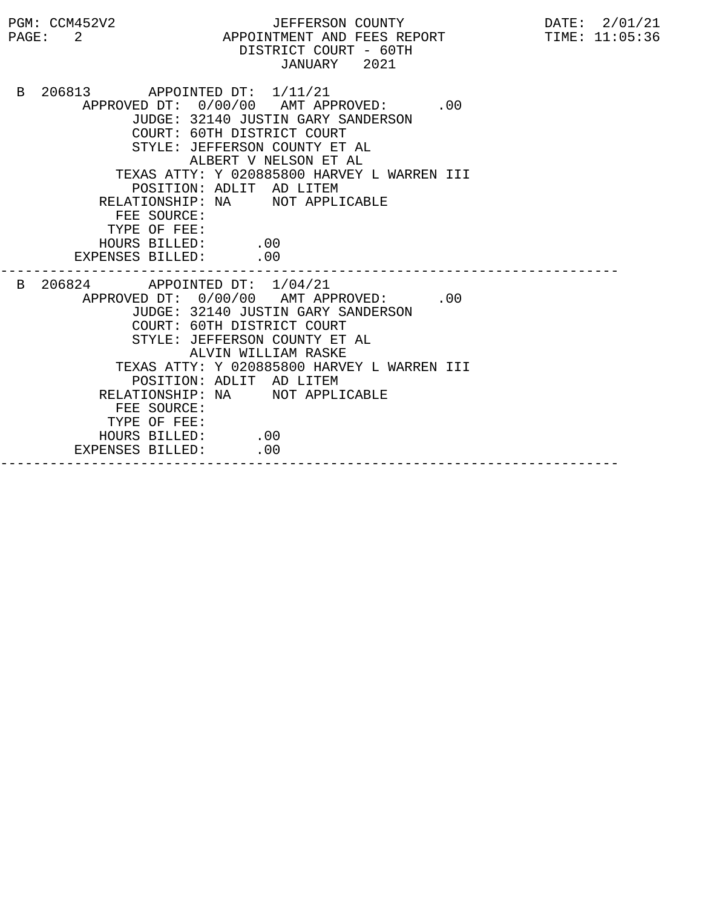B 206813 APPOINTED DT: 1/11/21
APPROVED DT: 0/00/00 AMT APPROVED: .00
JUDGE: 32140 JUSTIN GARY SANDERSON
COURT: 60TH DISTRICT COURT
STYLE: JEFFERSON COUNTY ET AL
ALBERT V NELSON ET AL
TEXAS ATTY: Y 020885800 HARVEY L WARREN III
POSITION: ADLIT AD LITEM
RELATIONSHIP: NA NOT APPLICABLE
FEE SOURCE:
TYPE OF FEE:
HOURS BILLED: .00
EXPENSES BILLED: .00

---

B 206824 APPOINTED DT: 1/04/21
APPROVED DT: 0/00/00 AMT APPROVED: .00
JUDGE: 32140 JUSTIN GARY SANDERSON
COURT: 60TH DISTRICT COURT
STYLE: JEFFERSON COUNTY ET AL
ALVIN WILLIAM RASKE
TEXAS ATTY: Y 020885800 HARVEY L WARREN III
POSITION: ADLIT AD LITEM
RELATIONSHIP: NA NOT APPLICABLE
FEE SOURCE:
TYPE OF FEE:
HOURS BILLED: .00
EXPENSES BILLED: .00

---